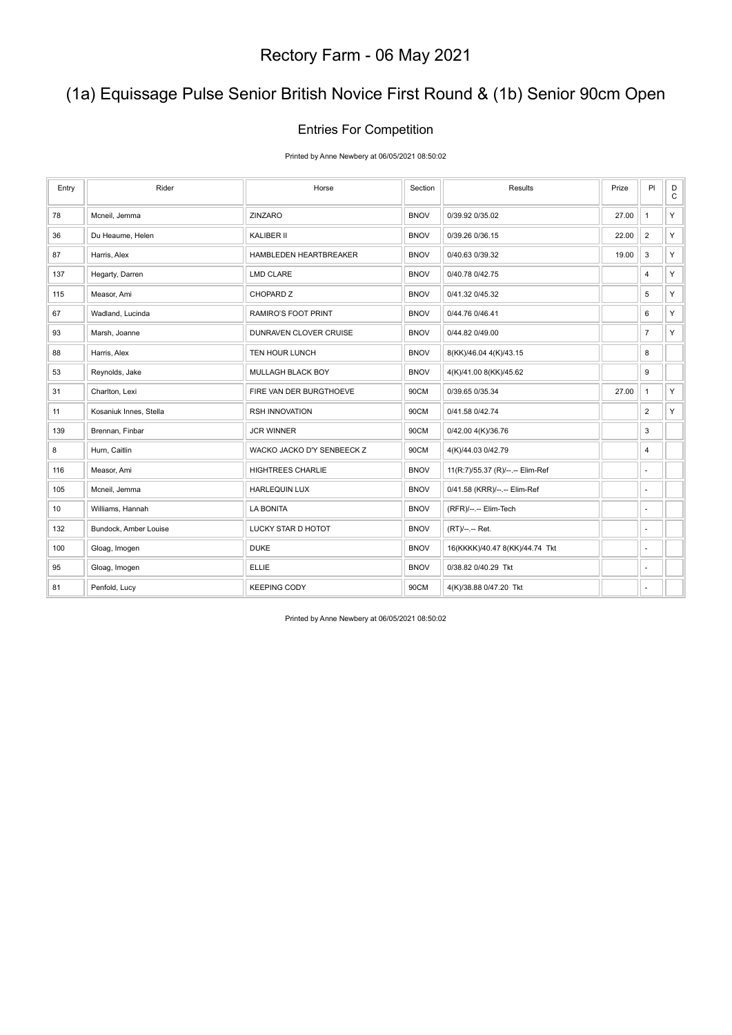# Rectory Farm - 06 May 2021

## (1a) Equissage Pulse Senior British Novice First Round & (1b) Senior 90cm Open

### Entries For Competition

Printed by Anne Newbery at 06/05/2021 08:50:02

| Entry | Rider | Horse | Section | Results | Prize | Pl | DC |
|---|---|---|---|---|---|---|---|
| 78 | Mcneil, Jemma | ZINZARO | BNOV | 0/39.92 0/35.02 | 27.00 | 1 | Y |
| 36 | Du Heaume, Helen | KALIBER II | BNOV | 0/39.26 0/36.15 | 22.00 | 2 | Y |
| 87 | Harris, Alex | HAMBLEDEN HEARTBREAKER | BNOV | 0/40.63 0/39.32 | 19.00 | 3 | Y |
| 137 | Hegarty, Darren | LMD CLARE | BNOV | 0/40.78 0/42.75 | | 4 | Y |
| 115 | Measor, Ami | CHOPARD Z | BNOV | 0/41.32 0/45.32 | | 5 | Y |
| 67 | Wadland, Lucinda | RAMIRO'S FOOT PRINT | BNOV | 0/44.76 0/46.41 | | 6 | Y |
| 93 | Marsh, Joanne | DUNRAVEN CLOVER CRUISE | BNOV | 0/44.82 0/49.00 | | 7 | Y |
| 88 | Harris, Alex | TEN HOUR LUNCH | BNOV | 8(KK)/46.04 4(K)/43.15 | | 8 | |
| 53 | Reynolds, Jake | MULLAGH BLACK BOY | BNOV | 4(K)/41.00 8(KK)/45.62 | | 9 | |
| 31 | Charlton, Lexi | FIRE VAN DER BURGTHOEVE | 90CM | 0/39.65 0/35.34 | 27.00 | 1 | Y |
| 11 | Kosaniuk Innes, Stella | RSH INNOVATION | 90CM | 0/41.58 0/42.74 | | 2 | Y |
| 139 | Brennan, Finbar | JCR WINNER | 90CM | 0/42.00 4(K)/36.76 | | 3 | |
| 8 | Hurn, Caitlin | WACKO JACKO D'Y SENBEECK Z | 90CM | 4(K)/44.03 0/42.79 | | 4 | |
| 116 | Measor, Ami | HIGHTREES CHARLIE | BNOV | 11(R:7)/55.37 (R)/--.-- Elim-Ref | | - | |
| 105 | Mcneil, Jemma | HARLEQUIN LUX | BNOV | 0/41.58 (KRR)/--.-- Elim-Ref | | - | |
| 10 | Williams, Hannah | LA BONITA | BNOV | (RFR)/--.-- Elim-Tech | | - | |
| 132 | Bundock, Amber Louise | LUCKY STAR D HOTOT | BNOV | (RT)/--.-- Ret. | | - | |
| 100 | Gloag, Imogen | DUKE | BNOV | 16(KKKK)/40.47 8(KK)/44.74 Tkt | | - | |
| 95 | Gloag, Imogen | ELLIE | BNOV | 0/38.82 0/40.29 Tkt | | - | |
| 81 | Penfold, Lucy | KEEPING CODY | 90CM | 4(K)/38.88 0/47.20 Tkt | | - | |

Printed by Anne Newbery at 06/05/2021 08:50:02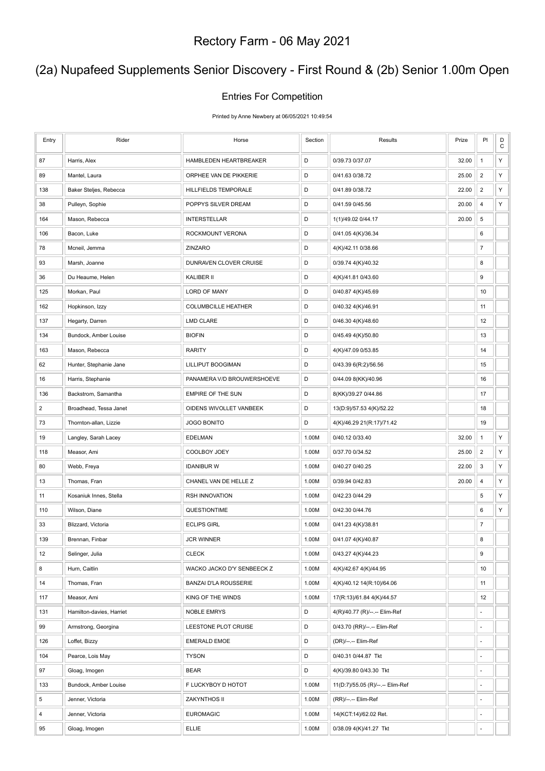# Rectory Farm - 06 May 2021

## (2a) Nupafeed Supplements Senior Discovery - First Round & (2b) Senior 1.00m Open

### Entries For Competition

Printed by Anne Newbery at 06/05/2021 10:49:54

| Entry | Rider | Horse | Section | Results | Prize | Pl | DC |
|---|---|---|---|---|---|---|---|
| 87 | Harris, Alex | HAMBLEDEN HEARTBREAKER | D | 0/39.73 0/37.07 | 32.00 | 1 | Y |
| 89 | Mantel, Laura | ORPHEE VAN DE PIKKERIE | D | 0/41.63 0/38.72 | 25.00 | 2 | Y |
| 138 | Baker Steljes, Rebecca | HILLFIELDS TEMPORALE | D | 0/41.89 0/38.72 | 22.00 | 2 | Y |
| 38 | Pulleyn, Sophie | POPPYS SILVER DREAM | D | 0/41.59 0/45.56 | 20.00 | 4 | Y |
| 164 | Mason, Rebecca | INTERSTELLAR | D | 1(1)/49.02 0/44.17 | 20.00 | 5 | |
| 106 | Bacon, Luke | ROCKMOUNT VERONA | D | 0/41.05 4(K)/36.34 | | 6 | |
| 78 | Mcneil, Jemma | ZINZARO | D | 4(K)/42.11 0/38.66 | | 7 | |
| 93 | Marsh, Joanne | DUNRAVEN CLOVER CRUISE | D | 0/39.74 4(K)/40.32 | | 8 | |
| 36 | Du Heaume, Helen | KALIBER II | D | 4(K)/41.81 0/43.60 | | 9 | |
| 125 | Morkan, Paul | LORD OF MANY | D | 0/40.87 4(K)/45.69 | | 10 | |
| 162 | Hopkinson, Izzy | COLUMBCILLE HEATHER | D | 0/40.32 4(K)/46.91 | | 11 | |
| 137 | Hegarty, Darren | LMD CLARE | D | 0/46.30 4(K)/48.60 | | 12 | |
| 134 | Bundock, Amber Louise | BIOFIN | D | 0/45.49 4(K)/50.80 | | 13 | |
| 163 | Mason, Rebecca | RARITY | D | 4(K)/47.09 0/53.85 | | 14 | |
| 62 | Hunter, Stephanie Jane | LILLIPUT BOOGIMAN | D | 0/43.39 6(R:2)/56.56 | | 15 | |
| 16 | Harris, Stephanie | PANAMERA V/D BROUWERSHOEVE | D | 0/44.09 8(KK)/40.96 | | 16 | |
| 136 | Backstrom, Samantha | EMPIRE OF THE SUN | D | 8(KK)/39.27 0/44.86 | | 17 | |
| 2 | Broadhead, Tessa Janet | OIDENS WIVOLLET VANBEEK | D | 13(D:9)/57.53 4(K)/52.22 | | 18 | |
| 73 | Thornton-allan, Lizzie | JOGO BONITO | D | 4(K)/46.29 21(R:17)/71.42 | | 19 | |
| 19 | Langley, Sarah Lacey | EDELMAN | 1.00M | 0/40.12 0/33.40 | 32.00 | 1 | Y |
| 118 | Measor, Ami | COOLBOY JOEY | 1.00M | 0/37.70 0/34.52 | 25.00 | 2 | Y |
| 80 | Webb, Freya | IDANIBUR W | 1.00M | 0/40.27 0/40.25 | 22.00 | 3 | Y |
| 13 | Thomas, Fran | CHANEL VAN DE HELLE Z | 1.00M | 0/39.94 0/42.83 | 20.00 | 4 | Y |
| 11 | Kosaniuk Innes, Stella | RSH INNOVATION | 1.00M | 0/42.23 0/44.29 | | 5 | Y |
| 110 | Wilson, Diane | QUESTIONTIME | 1.00M | 0/42.30 0/44.76 | | 6 | Y |
| 33 | Blizzard, Victoria | ECLIPS GIRL | 1.00M | 0/41.23 4(K)/38.81 | | 7 | |
| 139 | Brennan, Finbar | JCR WINNER | 1.00M | 0/41.07 4(K)/40.87 | | 8 | |
| 12 | Selinger, Julia | CLECK | 1.00M | 0/43.27 4(K)/44.23 | | 9 | |
| 8 | Hurn, Caitlin | WACKO JACKO D'Y SENBEECK Z | 1.00M | 4(K)/42.67 4(K)/44.95 | | 10 | |
| 14 | Thomas, Fran | BANZAI D'LA ROUSSERIE | 1.00M | 4(K)/40.12 14(R:10)/64.06 | | 11 | |
| 117 | Measor, Ami | KING OF THE WINDS | 1.00M | 17(R:13)/61.84 4(K)/44.57 | | 12 | |
| 131 | Hamilton-davies, Harriet | NOBLE EMRYS | D | 4(R)/40.77 (R)/--.-- Elim-Ref | | - | |
| 99 | Armstrong, Georgina | LEESTONE PLOT CRUISE | D | 0/43.70 (RR)/--.-- Elim-Ref | | - | |
| 126 | Loffet, Bizzy | EMERALD EMOE | D | (DR)/--.-- Elim-Ref | | - | |
| 104 | Pearce, Lois May | TYSON | D | 0/40.31 0/44.87 Tkt | | - | |
| 97 | Gloag, Imogen | BEAR | D | 4(K)/39.80 0/43.30 Tkt | | - | |
| 133 | Bundock, Amber Louise | F LUCKYBOY D HOTOT | 1.00M | 11(D:7)/55.05 (R)/--.-- Elim-Ref | | - | |
| 5 | Jenner, Victoria | ZAKYNTHOS II | 1.00M | (RR)/--.-- Elim-Ref | | - | |
| 4 | Jenner, Victoria | EUROMAGIC | 1.00M | 14(KCT:14)/62.02 Ret. | | - | |
| 95 | Gloag, Imogen | ELLIE | 1.00M | 0/38.09 4(K)/41.27 Tkt | | - | |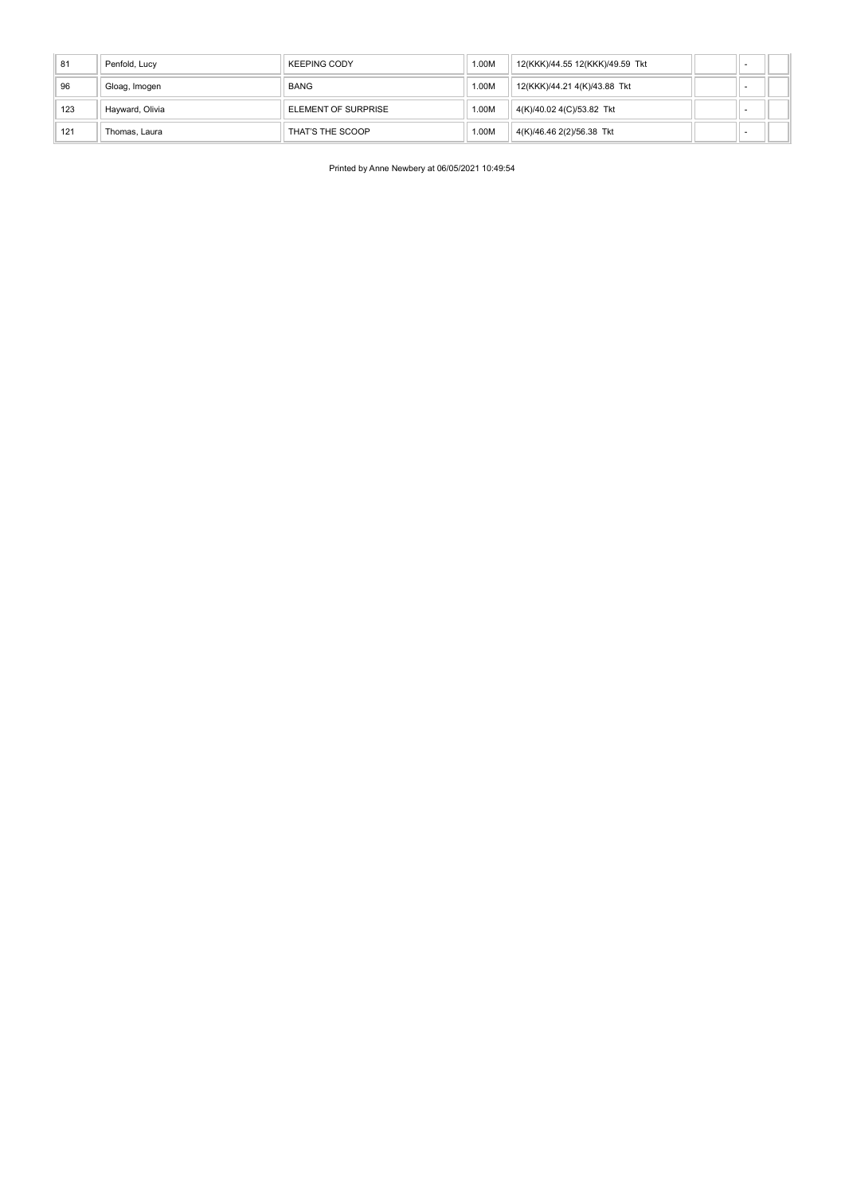| | | | | | | | |
|---|---|---|---|---|---|---|---|
| 81 | Penfold, Lucy | KEEPING CODY | 1.00M | 12(KKK)/44.55 12(KKK)/49.59 Tkt | | - | |
| 96 | Gloag, Imogen | BANG | 1.00M | 12(KKK)/44.21 4(K)/43.88 Tkt | | - | |
| 123 | Hayward, Olivia | ELEMENT OF SURPRISE | 1.00M | 4(K)/40.02 4(C)/53.82 Tkt | | - | |
| 121 | Thomas, Laura | THAT'S THE SCOOP | 1.00M | 4(K)/46.46 2(2)/56.38 Tkt | | - | |

Printed by Anne Newbery at 06/05/2021 10:49:54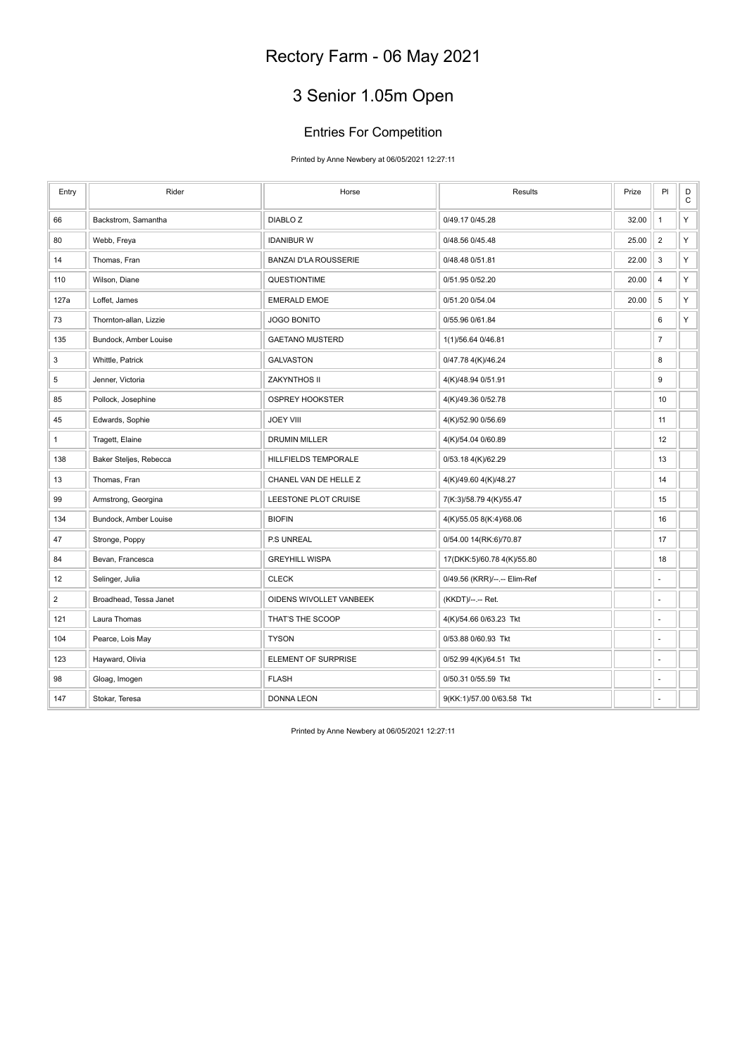# Rectory Farm - 06 May 2021

## 3 Senior 1.05m Open

### Entries For Competition

Printed by Anne Newbery at 06/05/2021 12:27:11

| Entry | Rider | Horse | Results | Prize | Pl | DC |
|---|---|---|---|---|---|---|
| 66 | Backstrom, Samantha | DIABLO Z | 0/49.17 0/45.28 | 32.00 | 1 | Y |
| 80 | Webb, Freya | IDANIBUR W | 0/48.56 0/45.48 | 25.00 | 2 | Y |
| 14 | Thomas, Fran | BANZAI D'LA ROUSSERIE | 0/48.48 0/51.81 | 22.00 | 3 | Y |
| 110 | Wilson, Diane | QUESTIONTIME | 0/51.95 0/52.20 | 20.00 | 4 | Y |
| 127a | Loffet, James | EMERALD EMOE | 0/51.20 0/54.04 | 20.00 | 5 | Y |
| 73 | Thornton-allan, Lizzie | JOGO BONITO | 0/55.96 0/61.84 | | 6 | Y |
| 135 | Bundock, Amber Louise | GAETANO MUSTERD | 1(1)/56.64 0/46.81 | | 7 | |
| 3 | Whittle, Patrick | GALVASTON | 0/47.78 4(K)/46.24 | | 8 | |
| 5 | Jenner, Victoria | ZAKYNTHOS II | 4(K)/48.94 0/51.91 | | 9 | |
| 85 | Pollock, Josephine | OSPREY HOOKSTER | 4(K)/49.36 0/52.78 | | 10 | |
| 45 | Edwards, Sophie | JOEY VIII | 4(K)/52.90 0/56.69 | | 11 | |
| 1 | Tragett, Elaine | DRUMIN MILLER | 4(K)/54.04 0/60.89 | | 12 | |
| 138 | Baker Steljes, Rebecca | HILLFIELDS TEMPORALE | 0/53.18 4(K)/62.29 | | 13 | |
| 13 | Thomas, Fran | CHANEL VAN DE HELLE Z | 4(K)/49.60 4(K)/48.27 | | 14 | |
| 99 | Armstrong, Georgina | LEESTONE PLOT CRUISE | 7(K:3)/58.79 4(K)/55.47 | | 15 | |
| 134 | Bundock, Amber Louise | BIOFIN | 4(K)/55.05 8(K:4)/68.06 | | 16 | |
| 47 | Stronge, Poppy | P.S UNREAL | 0/54.00 14(RK:6)/70.87 | | 17 | |
| 84 | Bevan, Francesca | GREYHILL WISPA | 17(DKK:5)/60.78 4(K)/55.80 | | 18 | |
| 12 | Selinger, Julia | CLECK | 0/49.56 (KRR)/--.-- Elim-Ref | | - | |
| 2 | Broadhead, Tessa Janet | OIDENS WIVOLLET VANBEEK | (KKDT)/--.-- Ret. | | - | |
| 121 | Laura Thomas | THAT'S THE SCOOP | 4(K)/54.66 0/63.23 Tkt | | - | |
| 104 | Pearce, Lois May | TYSON | 0/53.88 0/60.93 Tkt | | - | |
| 123 | Hayward, Olivia | ELEMENT OF SURPRISE | 0/52.99 4(K)/64.51 Tkt | | - | |
| 98 | Gloag, Imogen | FLASH | 0/50.31 0/55.59 Tkt | | - | |
| 147 | Stokar, Teresa | DONNA LEON | 9(KK:1)/57.00 0/63.58 Tkt | | - | |

Printed by Anne Newbery at 06/05/2021 12:27:11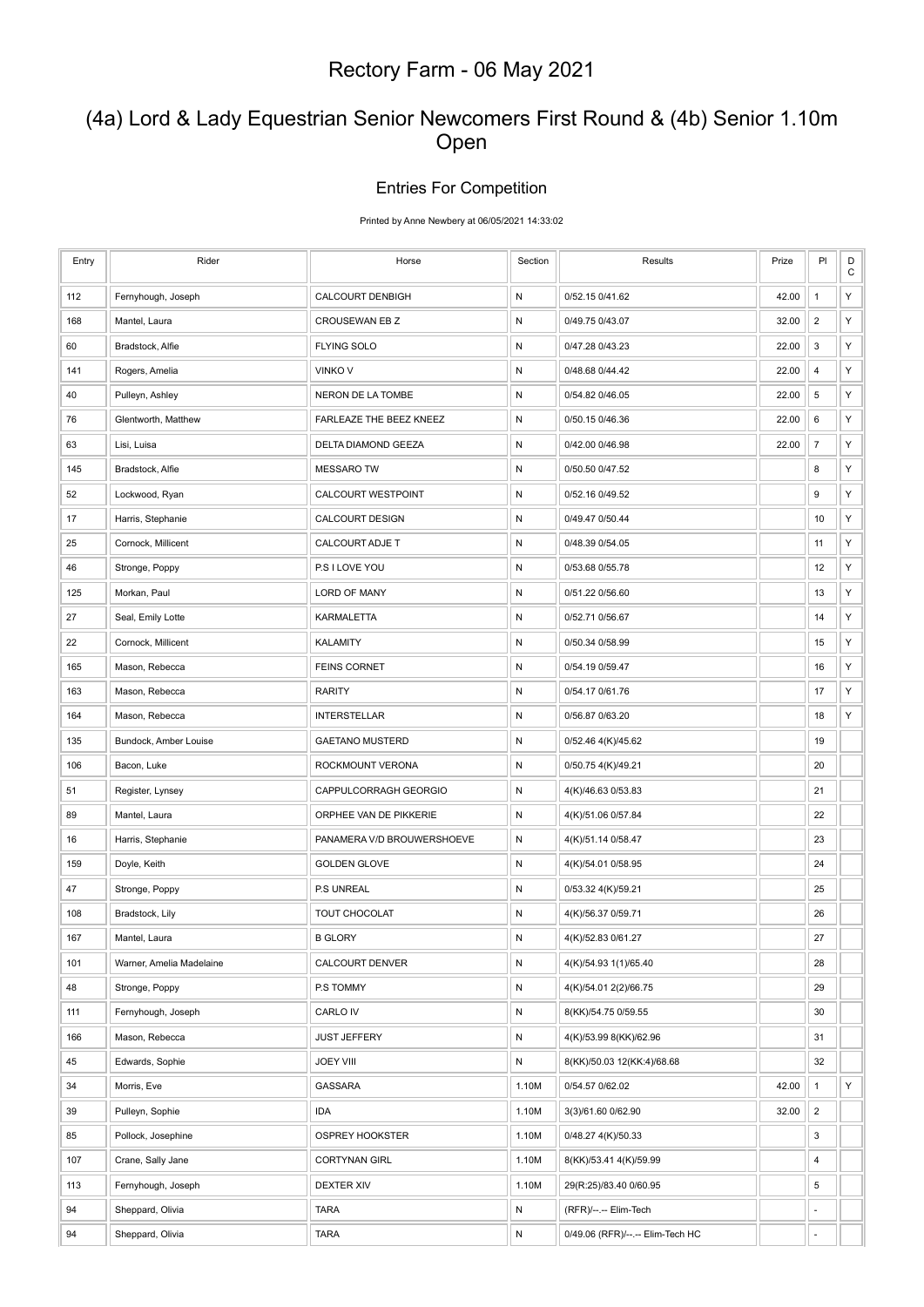# Rectory Farm - 06 May 2021

## (4a) Lord & Lady Equestrian Senior Newcomers First Round & (4b) Senior 1.10m Open

### Entries For Competition

Printed by Anne Newbery at 06/05/2021 14:33:02

| Entry | Rider | Horse | Section | Results | Prize | Pl | DC |
|---|---|---|---|---|---|---|---|
| 112 | Fernyhough, Joseph | CALCOURT DENBIGH | N | 0/52.15 0/41.62 | 42.00 | 1 | Y |
| 168 | Mantel, Laura | CROUSEWAN EB Z | N | 0/49.75 0/43.07 | 32.00 | 2 | Y |
| 60 | Bradstock, Alfie | FLYING SOLO | N | 0/47.28 0/43.23 | 22.00 | 3 | Y |
| 141 | Rogers, Amelia | VINKO V | N | 0/48.68 0/44.42 | 22.00 | 4 | Y |
| 40 | Pulleyn, Ashley | NERON DE LA TOMBE | N | 0/54.82 0/46.05 | 22.00 | 5 | Y |
| 76 | Glentworth, Matthew | FARLEAZE THE BEEZ KNEEZ | N | 0/50.15 0/46.36 | 22.00 | 6 | Y |
| 63 | Lisi, Luisa | DELTA DIAMOND GEEZA | N | 0/42.00 0/46.98 | 22.00 | 7 | Y |
| 145 | Bradstock, Alfie | MESSARO TW | N | 0/50.50 0/47.52 | | 8 | Y |
| 52 | Lockwood, Ryan | CALCOURT WESTPOINT | N | 0/52.16 0/49.52 | | 9 | Y |
| 17 | Harris, Stephanie | CALCOURT DESIGN | N | 0/49.47 0/50.44 | | 10 | Y |
| 25 | Cornock, Millicent | CALCOURT ADJE T | N | 0/48.39 0/54.05 | | 11 | Y |
| 46 | Stronge, Poppy | P.S I LOVE YOU | N | 0/53.68 0/55.78 | | 12 | Y |
| 125 | Morkan, Paul | LORD OF MANY | N | 0/51.22 0/56.60 | | 13 | Y |
| 27 | Seal, Emily Lotte | KARMALETTA | N | 0/52.71 0/56.67 | | 14 | Y |
| 22 | Cornock, Millicent | KALAMITY | N | 0/50.34 0/58.99 | | 15 | Y |
| 165 | Mason, Rebecca | FEINS CORNET | N | 0/54.19 0/59.47 | | 16 | Y |
| 163 | Mason, Rebecca | RARITY | N | 0/54.17 0/61.76 | | 17 | Y |
| 164 | Mason, Rebecca | INTERSTELLAR | N | 0/56.87 0/63.20 | | 18 | Y |
| 135 | Bundock, Amber Louise | GAETANO MUSTERD | N | 0/52.46 4(K)/45.62 | | 19 | |
| 106 | Bacon, Luke | ROCKMOUNT VERONA | N | 0/50.75 4(K)/49.21 | | 20 | |
| 51 | Register, Lynsey | CAPPULCORRAGH GEORGIO | N | 4(K)/46.63 0/53.83 | | 21 | |
| 89 | Mantel, Laura | ORPHEE VAN DE PIKKERIE | N | 4(K)/51.06 0/57.84 | | 22 | |
| 16 | Harris, Stephanie | PANAMERA V/D BROUWERSHOEVE | N | 4(K)/51.14 0/58.47 | | 23 | |
| 159 | Doyle, Keith | GOLDEN GLOVE | N | 4(K)/54.01 0/58.95 | | 24 | |
| 47 | Stronge, Poppy | P.S UNREAL | N | 0/53.32 4(K)/59.21 | | 25 | |
| 108 | Bradstock, Lily | TOUT CHOCOLAT | N | 4(K)/56.37 0/59.71 | | 26 | |
| 167 | Mantel, Laura | B GLORY | N | 4(K)/52.83 0/61.27 | | 27 | |
| 101 | Warner, Amelia Madelaine | CALCOURT DENVER | N | 4(K)/54.93 1(1)/65.40 | | 28 | |
| 48 | Stronge, Poppy | P.S TOMMY | N | 4(K)/54.01 2(2)/66.75 | | 29 | |
| 111 | Fernyhough, Joseph | CARLO IV | N | 8(KK)/54.75 0/59.55 | | 30 | |
| 166 | Mason, Rebecca | JUST JEFFERY | N | 4(K)/53.99 8(KK)/62.96 | | 31 | |
| 45 | Edwards, Sophie | JOEY VIII | N | 8(KK)/50.03 12(KK:4)/68.68 | | 32 | |
| 34 | Morris, Eve | GASSARA | 1.10M | 0/54.57 0/62.02 | 42.00 | 1 | Y |
| 39 | Pulleyn, Sophie | IDA | 1.10M | 3(3)/61.60 0/62.90 | 32.00 | 2 | |
| 85 | Pollock, Josephine | OSPREY HOOKSTER | 1.10M | 0/48.27 4(K)/50.33 | | 3 | |
| 107 | Crane, Sally Jane | CORTYNAN GIRL | 1.10M | 8(KK)/53.41 4(K)/59.99 | | 4 | |
| 113 | Fernyhough, Joseph | DEXTER XIV | 1.10M | 29(R:25)/83.40 0/60.95 | | 5 | |
| 94 | Sheppard, Olivia | TARA | N | (RFR)/--.-- Elim-Tech | | - | |
| 94 | Sheppard, Olivia | TARA | N | 0/49.06 (RFR)/--.-- Elim-Tech HC | | - | |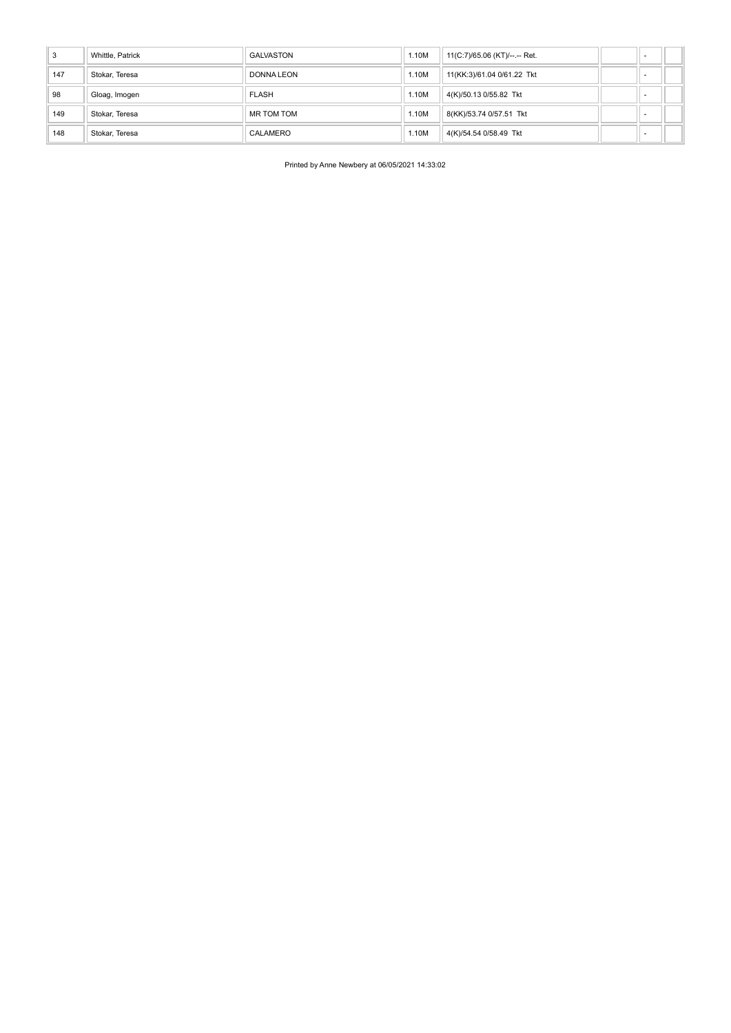| | | | | | | | |
|---|---|---|---|---|---|---|---|
| 3 | Whittle, Patrick | GALVASTON | 1.10M | 11(C:7)/65.06 (KT)/--.-- Ret. | | - | |
| 147 | Stokar, Teresa | DONNA LEON | 1.10M | 11(KK:3)/61.04 0/61.22 Tkt | | - | |
| 98 | Gloag, Imogen | FLASH | 1.10M | 4(K)/50.13 0/55.82 Tkt | | - | |
| 149 | Stokar, Teresa | MR TOM TOM | 1.10M | 8(KK)/53.74 0/57.51 Tkt | | - | |
| 148 | Stokar, Teresa | CALAMERO | 1.10M | 4(K)/54.54 0/58.49 Tkt | | - | |

Printed by Anne Newbery at 06/05/2021 14:33:02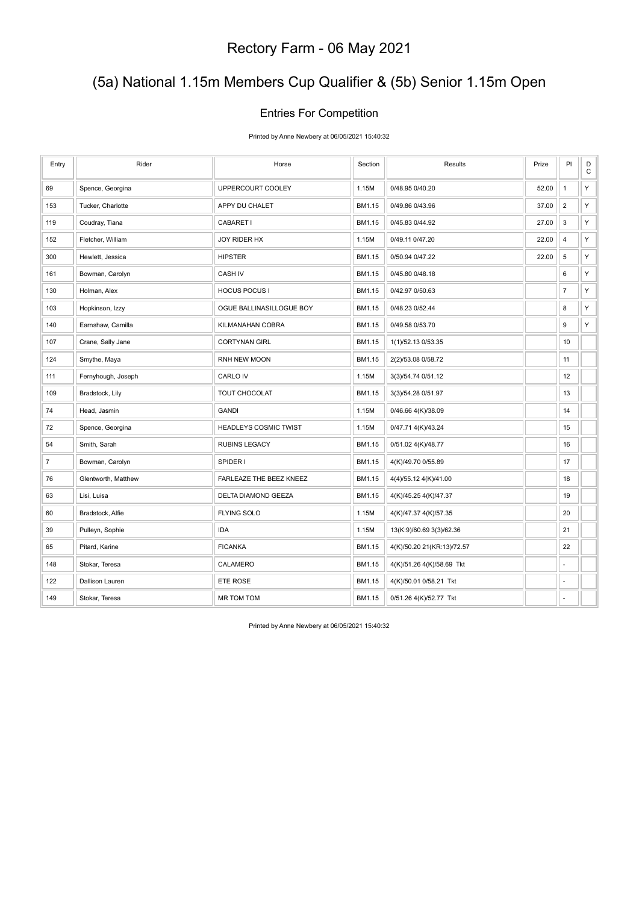# Rectory Farm - 06 May 2021

## (5a) National 1.15m Members Cup Qualifier & (5b) Senior 1.15m Open

### Entries For Competition

Printed by Anne Newbery at 06/05/2021 15:40:32

| Entry | Rider | Horse | Section | Results | Prize | Pl | DC |
|---|---|---|---|---|---|---|---|
| 69 | Spence, Georgina | UPPERCOURT COOLEY | 1.15M | 0/48.95 0/40.20 | 52.00 | 1 | Y |
| 153 | Tucker, Charlotte | APPY DU CHALET | BM1.15 | 0/49.86 0/43.96 | 37.00 | 2 | Y |
| 119 | Coudray, Tiana | CABARET I | BM1.15 | 0/45.83 0/44.92 | 27.00 | 3 | Y |
| 152 | Fletcher, William | JOY RIDER HX | 1.15M | 0/49.11 0/47.20 | 22.00 | 4 | Y |
| 300 | Hewlett, Jessica | HIPSTER | BM1.15 | 0/50.94 0/47.22 | 22.00 | 5 | Y |
| 161 | Bowman, Carolyn | CASH IV | BM1.15 | 0/45.80 0/48.18 | | 6 | Y |
| 130 | Holman, Alex | HOCUS POCUS I | BM1.15 | 0/42.97 0/50.63 | | 7 | Y |
| 103 | Hopkinson, Izzy | OGUE BALLINASILLOGUE BOY | BM1.15 | 0/48.23 0/52.44 | | 8 | Y |
| 140 | Earnshaw, Camilla | KILMANAHAN COBRA | BM1.15 | 0/49.58 0/53.70 | | 9 | Y |
| 107 | Crane, Sally Jane | CORTYNAN GIRL | BM1.15 | 1(1)/52.13 0/53.35 | | 10 | |
| 124 | Smythe, Maya | RNH NEW MOON | BM1.15 | 2(2)/53.08 0/58.72 | | 11 | |
| 111 | Fernyhough, Joseph | CARLO IV | 1.15M | 3(3)/54.74 0/51.12 | | 12 | |
| 109 | Bradstock, Lily | TOUT CHOCOLAT | BM1.15 | 3(3)/54.28 0/51.97 | | 13 | |
| 74 | Head, Jasmin | GANDI | 1.15M | 0/46.66 4(K)/38.09 | | 14 | |
| 72 | Spence, Georgina | HEADLEYS COSMIC TWIST | 1.15M | 0/47.71 4(K)/43.24 | | 15 | |
| 54 | Smith, Sarah | RUBINS LEGACY | BM1.15 | 0/51.02 4(K)/48.77 | | 16 | |
| 7 | Bowman, Carolyn | SPIDER I | BM1.15 | 4(K)/49.70 0/55.89 | | 17 | |
| 76 | Glentworth, Matthew | FARLEAZE THE BEEZ KNEEZ | BM1.15 | 4(4)/55.12 4(K)/41.00 | | 18 | |
| 63 | Lisi, Luisa | DELTA DIAMOND GEEZA | BM1.15 | 4(K)/45.25 4(K)/47.37 | | 19 | |
| 60 | Bradstock, Alfie | FLYING SOLO | 1.15M | 4(K)/47.37 4(K)/57.35 | | 20 | |
| 39 | Pulleyn, Sophie | IDA | 1.15M | 13(K:9)/60.69 3(3)/62.36 | | 21 | |
| 65 | Pitard, Karine | FICANKA | BM1.15 | 4(K)/50.20 21(KR:13)/72.57 | | 22 | |
| 148 | Stokar, Teresa | CALAMERO | BM1.15 | 4(K)/51.26 4(K)/58.69 Tkt | | - | |
| 122 | Dallison Lauren | ETE ROSE | BM1.15 | 4(K)/50.01 0/58.21 Tkt | | - | |
| 149 | Stokar, Teresa | MR TOM TOM | BM1.15 | 0/51.26 4(K)/52.77 Tkt | | - | |

Printed by Anne Newbery at 06/05/2021 15:40:32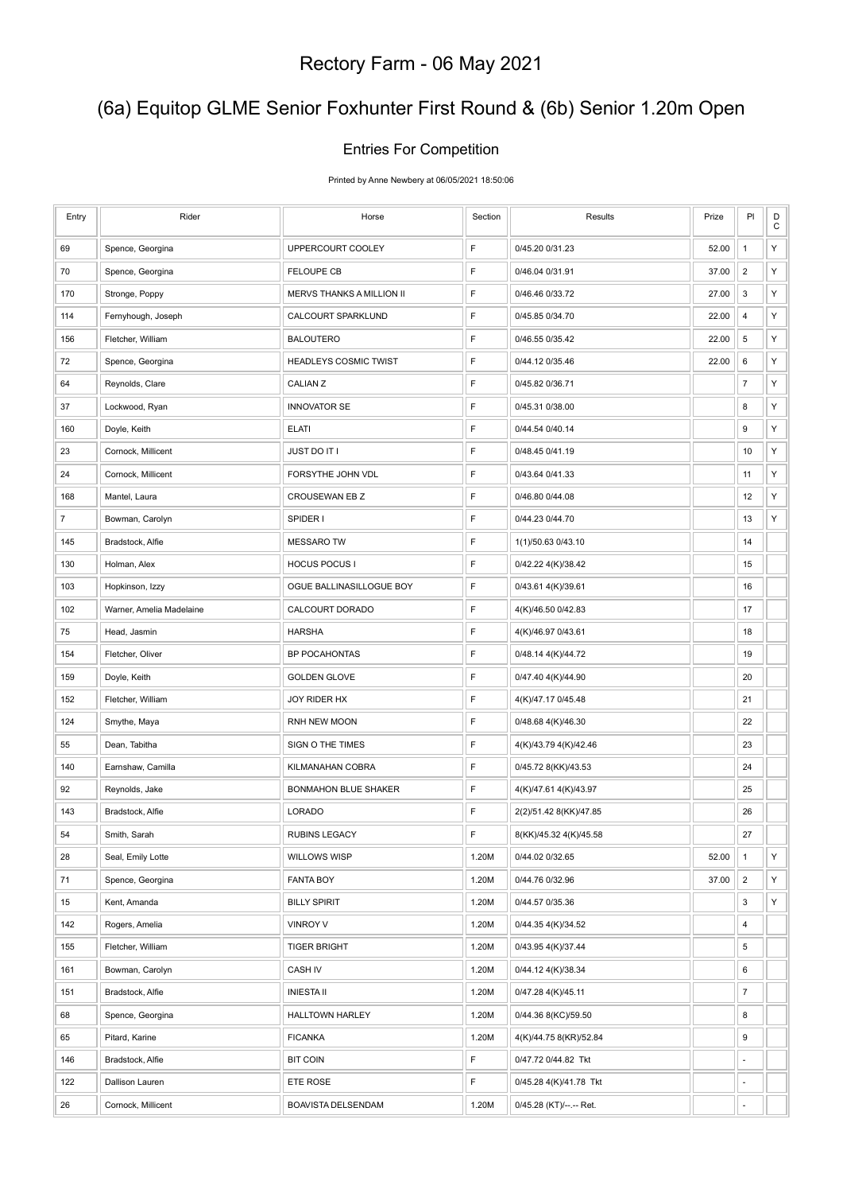# Rectory Farm - 06 May 2021

## (6a) Equitop GLME Senior Foxhunter First Round & (6b) Senior 1.20m Open

### Entries For Competition

Printed by Anne Newbery at 06/05/2021 18:50:06

| Entry | Rider | Horse | Section | Results | Prize | Pl | DC |
|---|---|---|---|---|---|---|---|
| 69 | Spence, Georgina | UPPERCOURT COOLEY | F | 0/45.20 0/31.23 | 52.00 | 1 | Y |
| 70 | Spence, Georgina | FELOUPE CB | F | 0/46.04 0/31.91 | 37.00 | 2 | Y |
| 170 | Stronge, Poppy | MERVS THANKS A MILLION II | F | 0/46.46 0/33.72 | 27.00 | 3 | Y |
| 114 | Fernyhough, Joseph | CALCOURT SPARKLUND | F | 0/45.85 0/34.70 | 22.00 | 4 | Y |
| 156 | Fletcher, William | BALOUTERO | F | 0/46.55 0/35.42 | 22.00 | 5 | Y |
| 72 | Spence, Georgina | HEADLEYS COSMIC TWIST | F | 0/44.12 0/35.46 | 22.00 | 6 | Y |
| 64 | Reynolds, Clare | CALIAN Z | F | 0/45.82 0/36.71 | | 7 | Y |
| 37 | Lockwood, Ryan | INNOVATOR SE | F | 0/45.31 0/38.00 | | 8 | Y |
| 160 | Doyle, Keith | ELATI | F | 0/44.54 0/40.14 | | 9 | Y |
| 23 | Cornock, Millicent | JUST DO IT I | F | 0/48.45 0/41.19 | | 10 | Y |
| 24 | Cornock, Millicent | FORSYTHE JOHN VDL | F | 0/43.64 0/41.33 | | 11 | Y |
| 168 | Mantel, Laura | CROUSEWAN EB Z | F | 0/46.80 0/44.08 | | 12 | Y |
| 7 | Bowman, Carolyn | SPIDER I | F | 0/44.23 0/44.70 | | 13 | Y |
| 145 | Bradstock, Alfie | MESSARO TW | F | 1(1)/50.63 0/43.10 | | 14 | |
| 130 | Holman, Alex | HOCUS POCUS I | F | 0/42.22 4(K)/38.42 | | 15 | |
| 103 | Hopkinson, Izzy | OGUE BALLINASILLOGUE BOY | F | 0/43.61 4(K)/39.61 | | 16 | |
| 102 | Warner, Amelia Madelaine | CALCOURT DORADO | F | 4(K)/46.50 0/42.83 | | 17 | |
| 75 | Head, Jasmin | HARSHA | F | 4(K)/46.97 0/43.61 | | 18 | |
| 154 | Fletcher, Oliver | BP POCAHONTAS | F | 0/48.14 4(K)/44.72 | | 19 | |
| 159 | Doyle, Keith | GOLDEN GLOVE | F | 0/47.40 4(K)/44.90 | | 20 | |
| 152 | Fletcher, William | JOY RIDER HX | F | 4(K)/47.17 0/45.48 | | 21 | |
| 124 | Smythe, Maya | RNH NEW MOON | F | 0/48.68 4(K)/46.30 | | 22 | |
| 55 | Dean, Tabitha | SIGN O THE TIMES | F | 4(K)/43.79 4(K)/42.46 | | 23 | |
| 140 | Earnshaw, Camilla | KILMANAHAN COBRA | F | 0/45.72 8(KK)/43.53 | | 24 | |
| 92 | Reynolds, Jake | BONMAHON BLUE SHAKER | F | 4(K)/47.61 4(K)/43.97 | | 25 | |
| 143 | Bradstock, Alfie | LORADO | F | 2(2)/51.42 8(KK)/47.85 | | 26 | |
| 54 | Smith, Sarah | RUBINS LEGACY | F | 8(KK)/45.32 4(K)/45.58 | | 27 | |
| 28 | Seal, Emily Lotte | WILLOWS WISP | 1.20M | 0/44.02 0/32.65 | 52.00 | 1 | Y |
| 71 | Spence, Georgina | FANTA BOY | 1.20M | 0/44.76 0/32.96 | 37.00 | 2 | Y |
| 15 | Kent, Amanda | BILLY SPIRIT | 1.20M | 0/44.57 0/35.36 | | 3 | Y |
| 142 | Rogers, Amelia | VINROY V | 1.20M | 0/44.35 4(K)/34.52 | | 4 | |
| 155 | Fletcher, William | TIGER BRIGHT | 1.20M | 0/43.95 4(K)/37.44 | | 5 | |
| 161 | Bowman, Carolyn | CASH IV | 1.20M | 0/44.12 4(K)/38.34 | | 6 | |
| 151 | Bradstock, Alfie | INIESTA II | 1.20M | 0/47.28 4(K)/45.11 | | 7 | |
| 68 | Spence, Georgina | HALLTOWN HARLEY | 1.20M | 0/44.36 8(KC)/59.50 | | 8 | |
| 65 | Pitard, Karine | FICANKA | 1.20M | 4(K)/44.75 8(KR)/52.84 | | 9 | |
| 146 | Bradstock, Alfie | BIT COIN | F | 0/47.72 0/44.82 Tkt | | - | |
| 122 | Dallison Lauren | ETE ROSE | F | 0/45.28 4(K)/41.78 Tkt | | - | |
| 26 | Cornock, Millicent | BOAVISTA DELSENDAM | 1.20M | 0/45.28 (KT)/--.-- Ret. | | - | |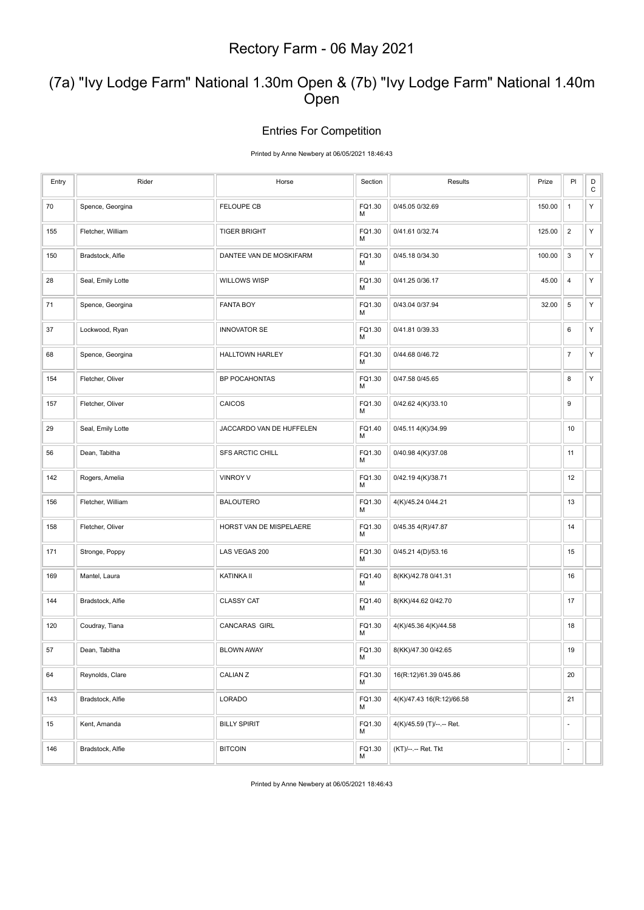# Rectory Farm - 06 May 2021

## (7a) "Ivy Lodge Farm" National 1.30m Open & (7b) "Ivy Lodge Farm" National 1.40m Open

### Entries For Competition

Printed by Anne Newbery at 06/05/2021 18:46:43

| Entry | Rider | Horse | Section | Results | Prize | Pl | D C |
|---|---|---|---|---|---|---|---|
| 70 | Spence, Georgina | FELOUPE CB | FQ1.30 M | 0/45.05 0/32.69 | 150.00 | 1 | Y |
| 155 | Fletcher, William | TIGER BRIGHT | FQ1.30 M | 0/41.61 0/32.74 | 125.00 | 2 | Y |
| 150 | Bradstock, Alfie | DANTEE VAN DE MOSKIFARM | FQ1.30 M | 0/45.18 0/34.30 | 100.00 | 3 | Y |
| 28 | Seal, Emily Lotte | WILLOWS WISP | FQ1.30 M | 0/41.25 0/36.17 | 45.00 | 4 | Y |
| 71 | Spence, Georgina | FANTA BOY | FQ1.30 M | 0/43.04 0/37.94 | 32.00 | 5 | Y |
| 37 | Lockwood, Ryan | INNOVATOR SE | FQ1.30 M | 0/41.81 0/39.33 | | 6 | Y |
| 68 | Spence, Georgina | HALLTOWN HARLEY | FQ1.30 M | 0/44.68 0/46.72 | | 7 | Y |
| 154 | Fletcher, Oliver | BP POCAHONTAS | FQ1.30 M | 0/47.58 0/45.65 | | 8 | Y |
| 157 | Fletcher, Oliver | CAICOS | FQ1.30 M | 0/42.62 4(K)/33.10 | | 9 | |
| 29 | Seal, Emily Lotte | JACCARDO VAN DE HUFFELEN | FQ1.40 M | 0/45.11 4(K)/34.99 | | 10 | |
| 56 | Dean, Tabitha | SFS ARCTIC CHILL | FQ1.30 M | 0/40.98 4(K)/37.08 | | 11 | |
| 142 | Rogers, Amelia | VINROY V | FQ1.30 M | 0/42.19 4(K)/38.71 | | 12 | |
| 156 | Fletcher, William | BALOUTERO | FQ1.30 M | 4(K)/45.24 0/44.21 | | 13 | |
| 158 | Fletcher, Oliver | HORST VAN DE MISPELAERE | FQ1.30 M | 0/45.35 4(R)/47.87 | | 14 | |
| 171 | Stronge, Poppy | LAS VEGAS 200 | FQ1.30 M | 0/45.21 4(D)/53.16 | | 15 | |
| 169 | Mantel, Laura | KATINKA II | FQ1.40 M | 8(KK)/42.78 0/41.31 | | 16 | |
| 144 | Bradstock, Alfie | CLASSY CAT | FQ1.40 M | 8(KK)/44.62 0/42.70 | | 17 | |
| 120 | Coudray, Tiana | CANCARAS GIRL | FQ1.30 M | 4(K)/45.36 4(K)/44.58 | | 18 | |
| 57 | Dean, Tabitha | BLOWN AWAY | FQ1.30 M | 8(KK)/47.30 0/42.65 | | 19 | |
| 64 | Reynolds, Clare | CALIAN Z | FQ1.30 M | 16(R:12)/61.39 0/45.86 | | 20 | |
| 143 | Bradstock, Alfie | LORADO | FQ1.30 M | 4(K)/47.43 16(R:12)/66.58 | | 21 | |
| 15 | Kent, Amanda | BILLY SPIRIT | FQ1.30 M | 4(K)/45.59 (T)/--.-- Ret. | | - | |
| 146 | Bradstock, Alfie | BITCOIN | FQ1.30 M | (KT)/--.-- Ret. Tkt | | - | |

Printed by Anne Newbery at 06/05/2021 18:46:43